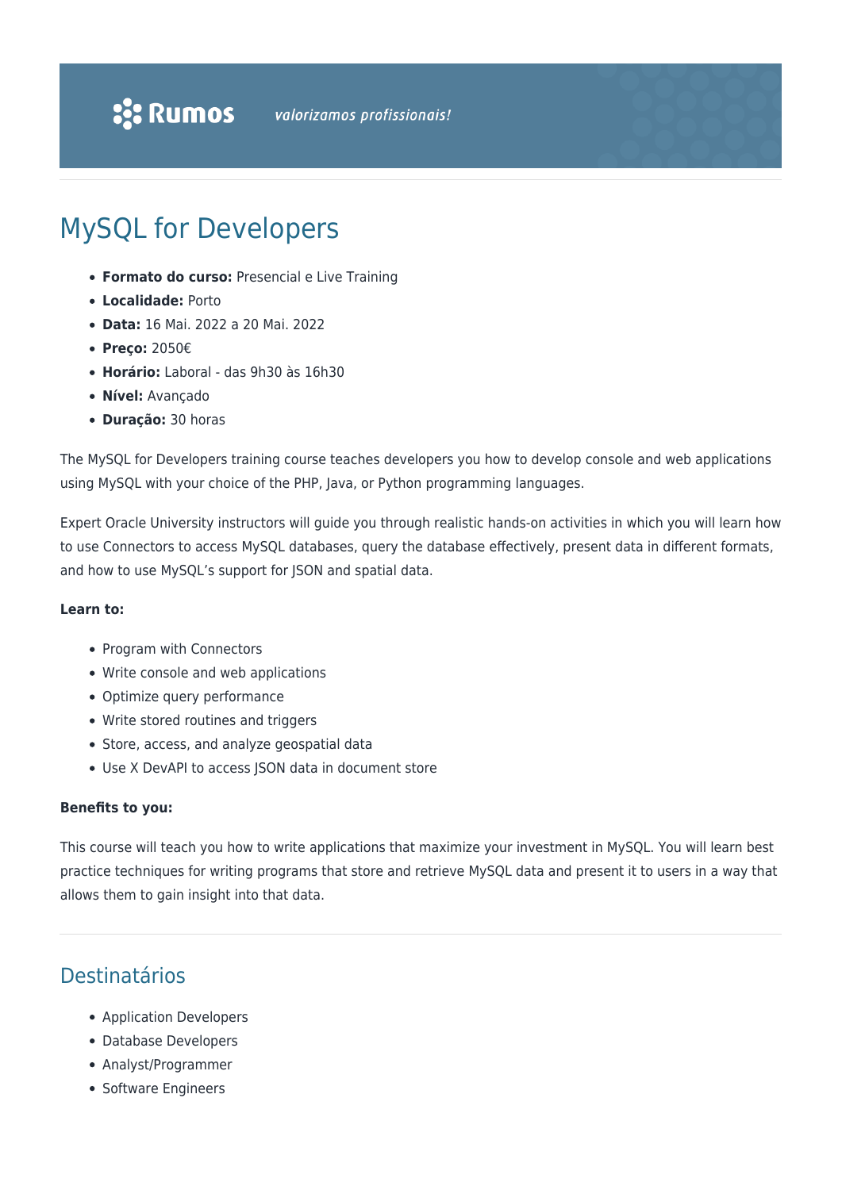# MySQL for Developers

- **Formato do curso:** Presencial e Live Training
- **Localidade:** Porto
- **Data:** 16 Mai. 2022 a 20 Mai. 2022
- **Preço:** 2050€
- **Horário:** Laboral - das 9h30 às 16h30
- **Nível:** Avançado
- **Duração:** 30 horas

The MySQL for Developers training course teaches developers you how to develop console and web applications using MySQL with your choice of the PHP, Java, or Python programming languages.

Expert Oracle University instructors will guide you through realistic hands-on activities in which you will learn how to use Connectors to access MySQL databases, query the database effectively, present data in different formats, and how to use MySQL's support for JSON and spatial data.

**Learn to:**

- Program with Connectors
- Write console and web applications
- Optimize query performance
- Write stored routines and triggers
- Store, access, and analyze geospatial data
- Use X DevAPI to access JSON data in document store

**Benefits to you:**

This course will teach you how to write applications that maximize your investment in MySQL. You will learn best practice techniques for writing programs that store and retrieve MySQL data and present it to users in a way that allows them to gain insight into that data.

## Destinatários

- Application Developers
- Database Developers
- Analyst/Programmer
- Software Engineers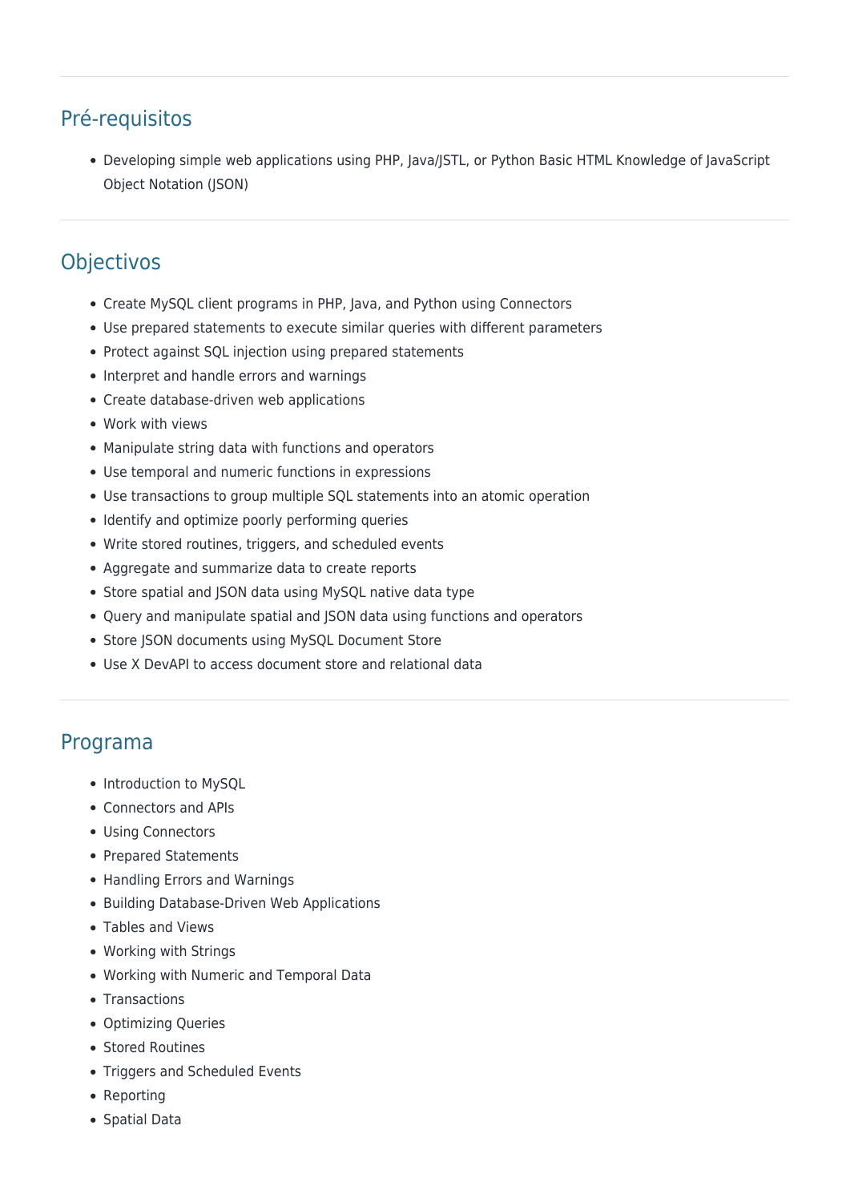## Pré-requisitos

- Developing simple web applications using PHP, Java/JSTL, or Python Basic HTML Knowledge of JavaScript Object Notation (JSON)

## Objectivos

- Create MySQL client programs in PHP, Java, and Python using Connectors
- Use prepared statements to execute similar queries with different parameters
- Protect against SQL injection using prepared statements
- Interpret and handle errors and warnings
- Create database-driven web applications
- Work with views
- Manipulate string data with functions and operators
- Use temporal and numeric functions in expressions
- Use transactions to group multiple SQL statements into an atomic operation
- Identify and optimize poorly performing queries
- Write stored routines, triggers, and scheduled events
- Aggregate and summarize data to create reports
- Store spatial and JSON data using MySQL native data type
- Query and manipulate spatial and JSON data using functions and operators
- Store JSON documents using MySQL Document Store
- Use X DevAPI to access document store and relational data

## Programa

- Introduction to MySQL
- Connectors and APIs
- Using Connectors
- Prepared Statements
- Handling Errors and Warnings
- Building Database-Driven Web Applications
- Tables and Views
- Working with Strings
- Working with Numeric and Temporal Data
- Transactions
- Optimizing Queries
- Stored Routines
- Triggers and Scheduled Events
- Reporting
- Spatial Data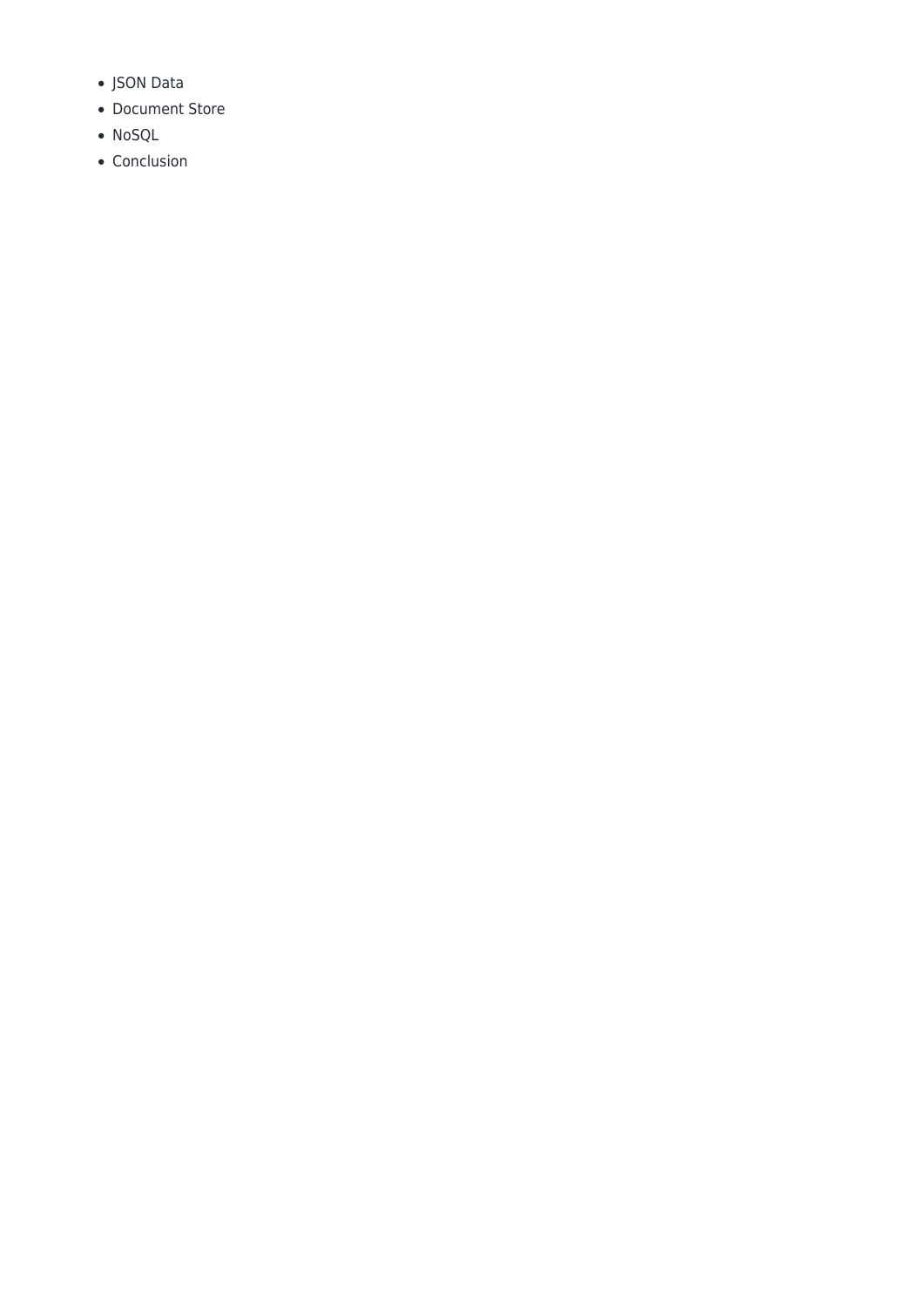- JSON Data
- Document Store
- NoSQL
- Conclusion